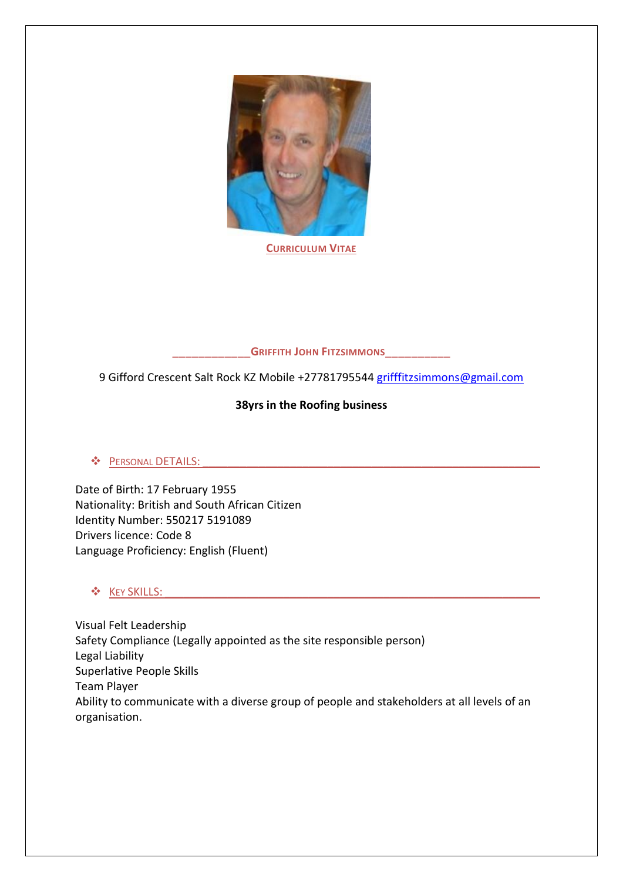**CURRICULUM VITAE**

## GRIFFITH JOHN FITZSIMMONS

9 Gifford Crescent Salt Rock KZ Mobile +27781795544 grifffitzsimmons@gmail.com

**38yrs in the Roofing business**

### ❖ PERSONAL DETAILS:

Date of Birth: 17 February 1955
Nationality: British and South African Citizen
Identity Number: 550217 5191089
Drivers licence: Code 8
Language Proficiency: English (Fluent)

### ❖ KEY SKILLS:

Visual Felt Leadership
Safety Compliance (Legally appointed as the site responsible person)
Legal Liability
Superlative People Skills
Team Player
Ability to communicate with a diverse group of people and stakeholders at all levels of an organisation.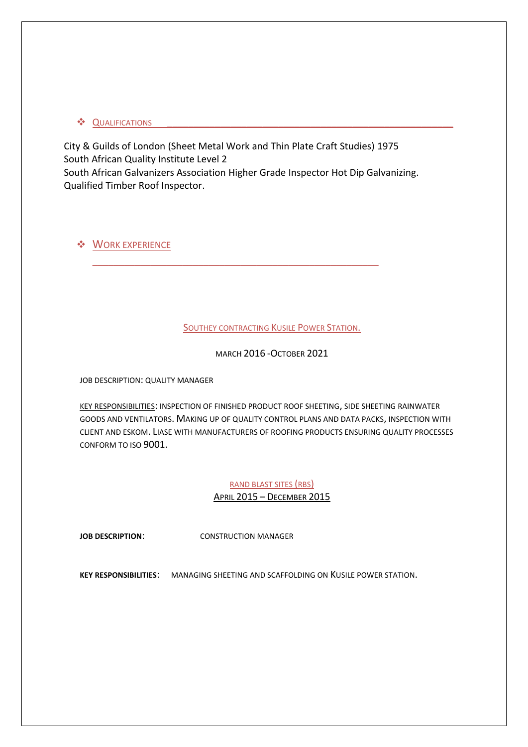## ❖ Qualifications

City & Guilds of London (Sheet Metal Work and Thin Plate Craft Studies) 1975
South African Quality Institute Level 2
South African Galvanizers Association Higher Grade Inspector Hot Dip Galvanizing.
Qualified Timber Roof Inspector.

## ❖ Work experience

### Southey contracting Kusile Power Station.

March 2016 -October 2021

JOB DESCRIPTION: QUALITY MANAGER

KEY RESPONSIBILITIES: INSPECTION OF FINISHED PRODUCT ROOF SHEETING, SIDE SHEETING RAINWATER GOODS AND VENTILATORS. MAKING UP OF QUALITY CONTROL PLANS AND DATA PACKS, INSPECTION WITH CLIENT AND ESKOM. LIASE WITH MANUFACTURERS OF ROOFING PRODUCTS ENSURING QUALITY PROCESSES CONFORM TO ISO 9001.

### RAND BLAST SITES (RBS)

April 2015 – December 2015

**JOB DESCRIPTION**: CONSTRUCTION MANAGER

**KEY RESPONSIBILITIES**: MANAGING SHEETING AND SCAFFOLDING ON KUSILE POWER STATION.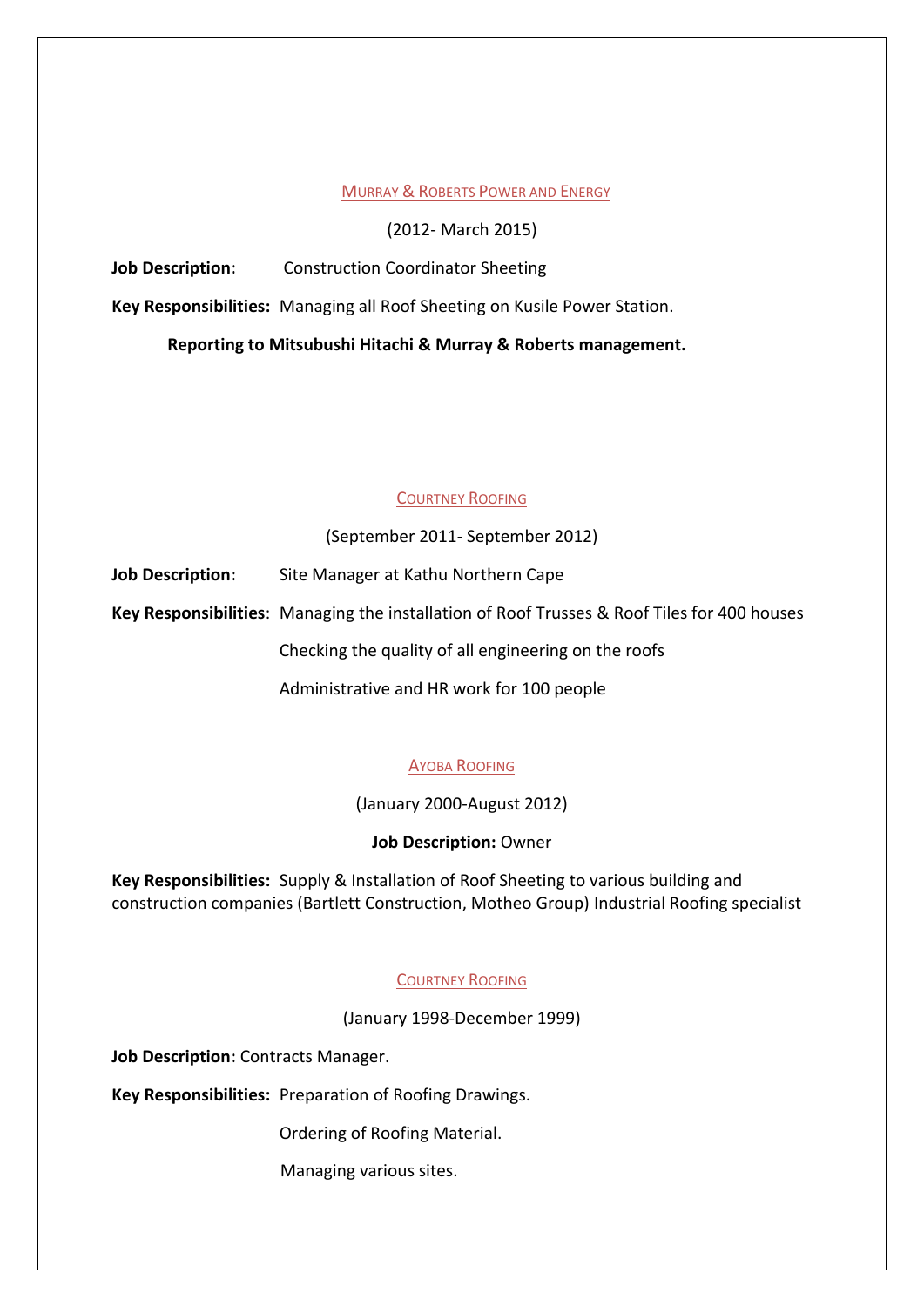## MURRAY & ROBERTS POWER AND ENERGY

(2012- March 2015)

**Job Description:** Construction Coordinator Sheeting

**Key Responsibilities:** Managing all Roof Sheeting on Kusile Power Station.

**Reporting to Mitsubushi Hitachi & Murray & Roberts management.**

## COURTNEY ROOFING

(September 2011- September 2012)

**Job Description:** Site Manager at Kathu Northern Cape

**Key Responsibilities**: Managing the installation of Roof Trusses & Roof Tiles for 400 houses

Checking the quality of all engineering on the roofs

Administrative and HR work for 100 people

## AYOBA ROOFING

(January 2000-August 2012)

**Job Description:** Owner

**Key Responsibilities:** Supply & Installation of Roof Sheeting to various building and construction companies (Bartlett Construction, Motheo Group) Industrial Roofing specialist

## COURTNEY ROOFING

(January 1998-December 1999)

**Job Description:** Contracts Manager.

**Key Responsibilities:** Preparation of Roofing Drawings.

Ordering of Roofing Material.

Managing various sites.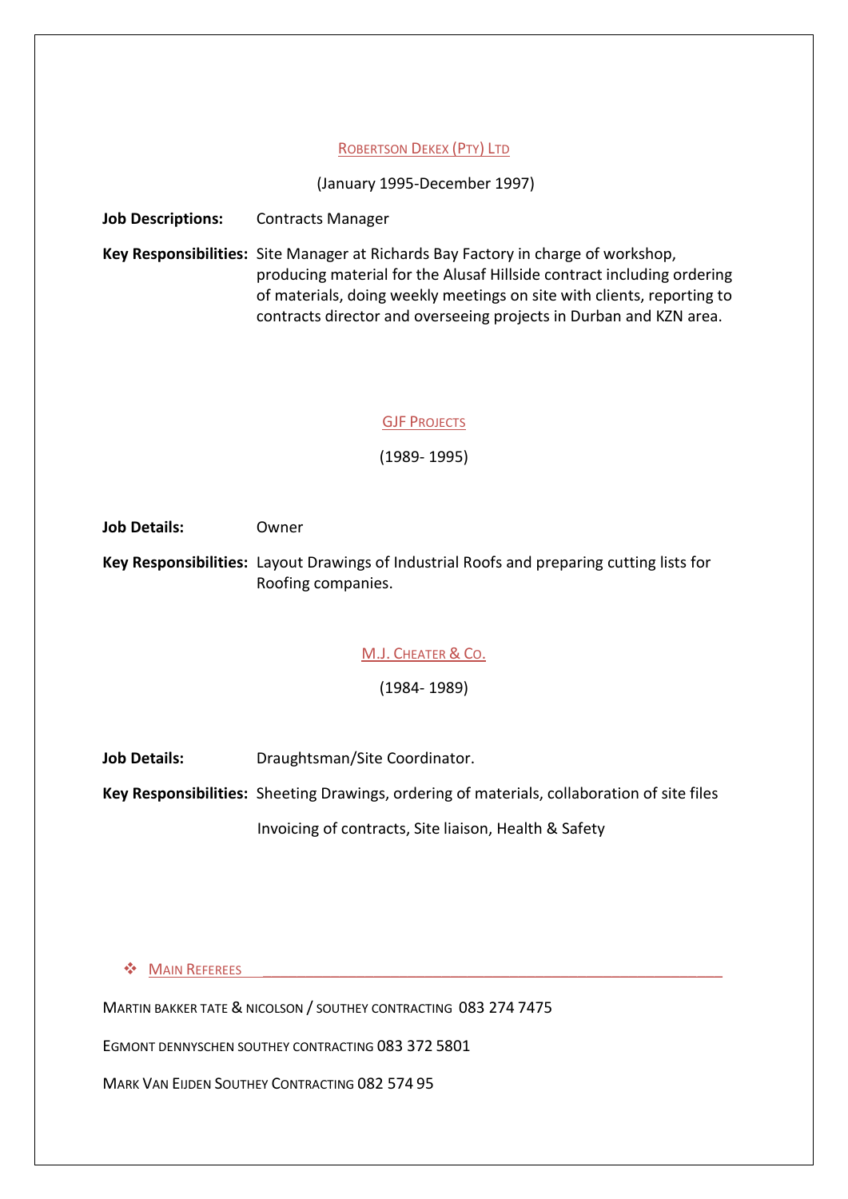## Robertson Dekex (Pty) Ltd

(January 1995-December 1997)

**Job Descriptions:** Contracts Manager

**Key Responsibilities:** Site Manager at Richards Bay Factory in charge of workshop, producing material for the Alusaf Hillside contract including ordering of materials, doing weekly meetings on site with clients, reporting to contracts director and overseeing projects in Durban and KZN area.

## GJF Projects

(1989- 1995)

**Job Details:** Owner

**Key Responsibilities:** Layout Drawings of Industrial Roofs and preparing cutting lists for Roofing companies.

## M.J. Cheater & Co.

(1984- 1989)

**Job Details:** Draughtsman/Site Coordinator.

**Key Responsibilities:** Sheeting Drawings, ordering of materials, collaboration of site files

Invoicing of contracts, Site liaison, Health & Safety

## ❖ Main Referees

Martin Bakker Tate & Nicolson / Southey Contracting 083 274 7475

Egmont Dennyschen Southey Contracting 083 372 5801

Mark Van Eijden Southey Contracting 082 574 95